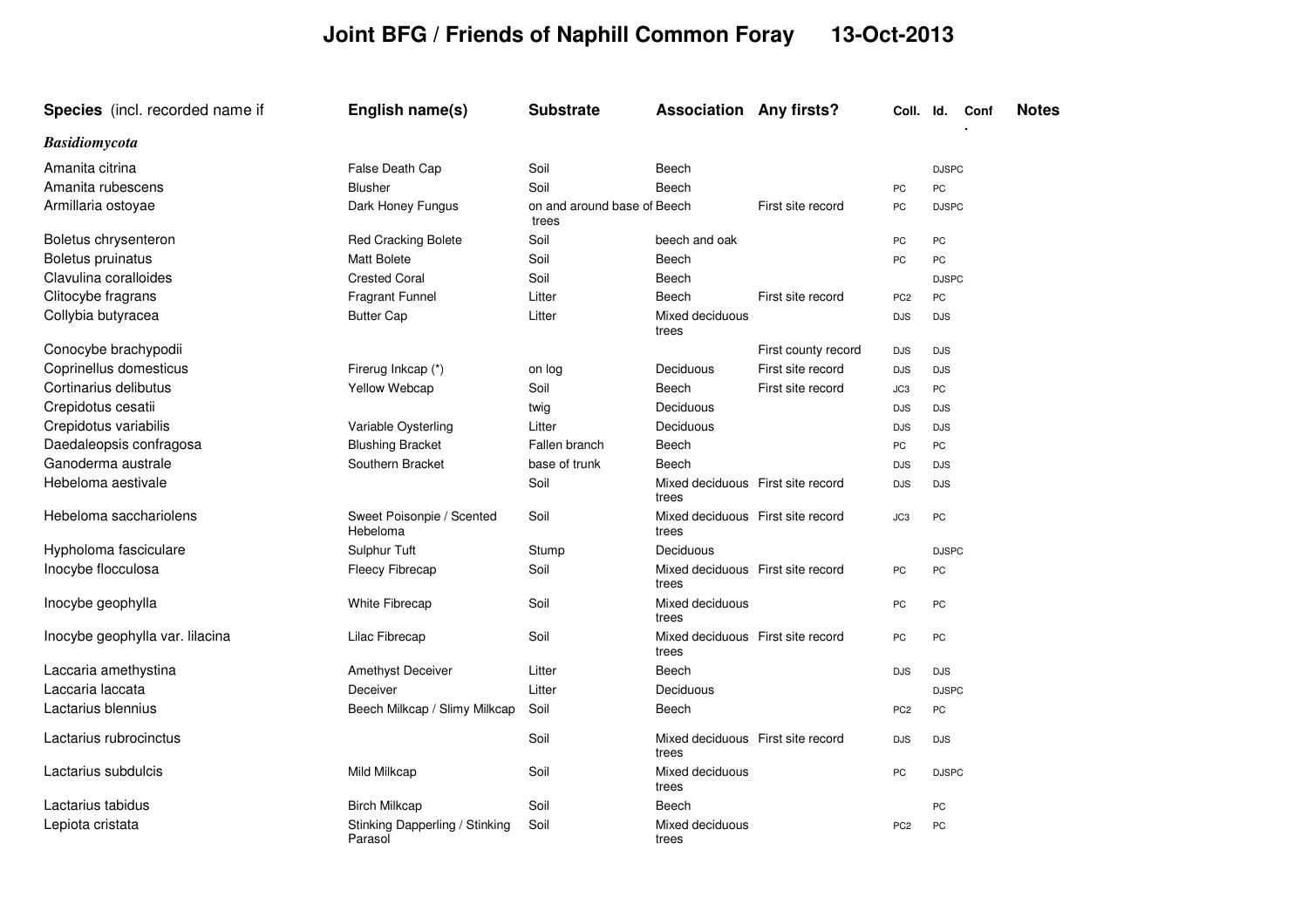# Joint BFG / Friends of Naphill Common Foray 13-Oct-2013

| Species (incl. recorded name if | English name(s) | Substrate | Association | Any firsts? | Coll. | Id. | Conf. | Notes |
|---|---|---|---|---|---|---|---|---|
| ***Basidiomycota*** | | | | | | | | |
| Amanita citrina | False Death Cap | Soil | Beech | | | DJSPC | | |
| Amanita rubescens | Blusher | Soil | Beech | | PC | PC | | |
| Armillaria ostoyae | Dark Honey Fungus | on and around base of trees | Beech | First site record | PC | DJSPC | | |
| Boletus chrysenteron | Red Cracking Bolete | Soil | beech and oak | | PC | PC | | |
| Boletus pruinatus | Matt Bolete | Soil | Beech | | PC | PC | | |
| Clavulina coralloides | Crested Coral | Soil | Beech | | | DJSPC | | |
| Clitocybe fragrans | Fragrant Funnel | Litter | Beech | First site record | PC2 | PC | | |
| Collybia butyracea | Butter Cap | Litter | Mixed deciduous trees | | DJS | DJS | | |
| Conocybe brachypodii | | | | First county record | DJS | DJS | | |
| Coprinellus domesticus | Firerug Inkcap (*) | on log | Deciduous | First site record | DJS | DJS | | |
| Cortinarius delibutus | Yellow Webcap | Soil | Beech | First site record | JC3 | PC | | |
| Crepidotus cesatii | | twig | Deciduous | | DJS | DJS | | |
| Crepidotus variabilis | Variable Oysterling | Litter | Deciduous | | DJS | DJS | | |
| Daedaleopsis confragosa | Blushing Bracket | Fallen branch | Beech | | PC | PC | | |
| Ganoderma australe | Southern Bracket | base of trunk | Beech | | DJS | DJS | | |
| Hebeloma aestivale | | Soil | Mixed deciduous trees | First site record | DJS | DJS | | |
| Hebeloma sacchariolens | Sweet Poisonpie / Scented Hebeloma | Soil | Mixed deciduous trees | First site record | JC3 | PC | | |
| Hypholoma fasciculare | Sulphur Tuft | Stump | Deciduous | | | DJSPC | | |
| Inocybe flocculosa | Fleecy Fibrecap | Soil | Mixed deciduous trees | First site record | PC | PC | | |
| Inocybe geophylla | White Fibrecap | Soil | Mixed deciduous trees | | PC | PC | | |
| Inocybe geophylla var. lilacina | Lilac Fibrecap | Soil | Mixed deciduous trees | First site record | PC | PC | | |
| Laccaria amethystina | Amethyst Deceiver | Litter | Beech | | DJS | DJS | | |
| Laccaria laccata | Deceiver | Litter | Deciduous | | | DJSPC | | |
| Lactarius blennius | Beech Milkcap / Slimy Milkcap | Soil | Beech | | PC2 | PC | | |
| Lactarius rubrocinctus | | Soil | Mixed deciduous trees | First site record | DJS | DJS | | |
| Lactarius subdulcis | Mild Milkcap | Soil | Mixed deciduous trees | | PC | DJSPC | | |
| Lactarius tabidus | Birch Milkcap | Soil | Beech | | | PC | | |
| Lepiota cristata | Stinking Dapperling / Stinking Parasol | Soil | Mixed deciduous trees | | PC2 | PC | | |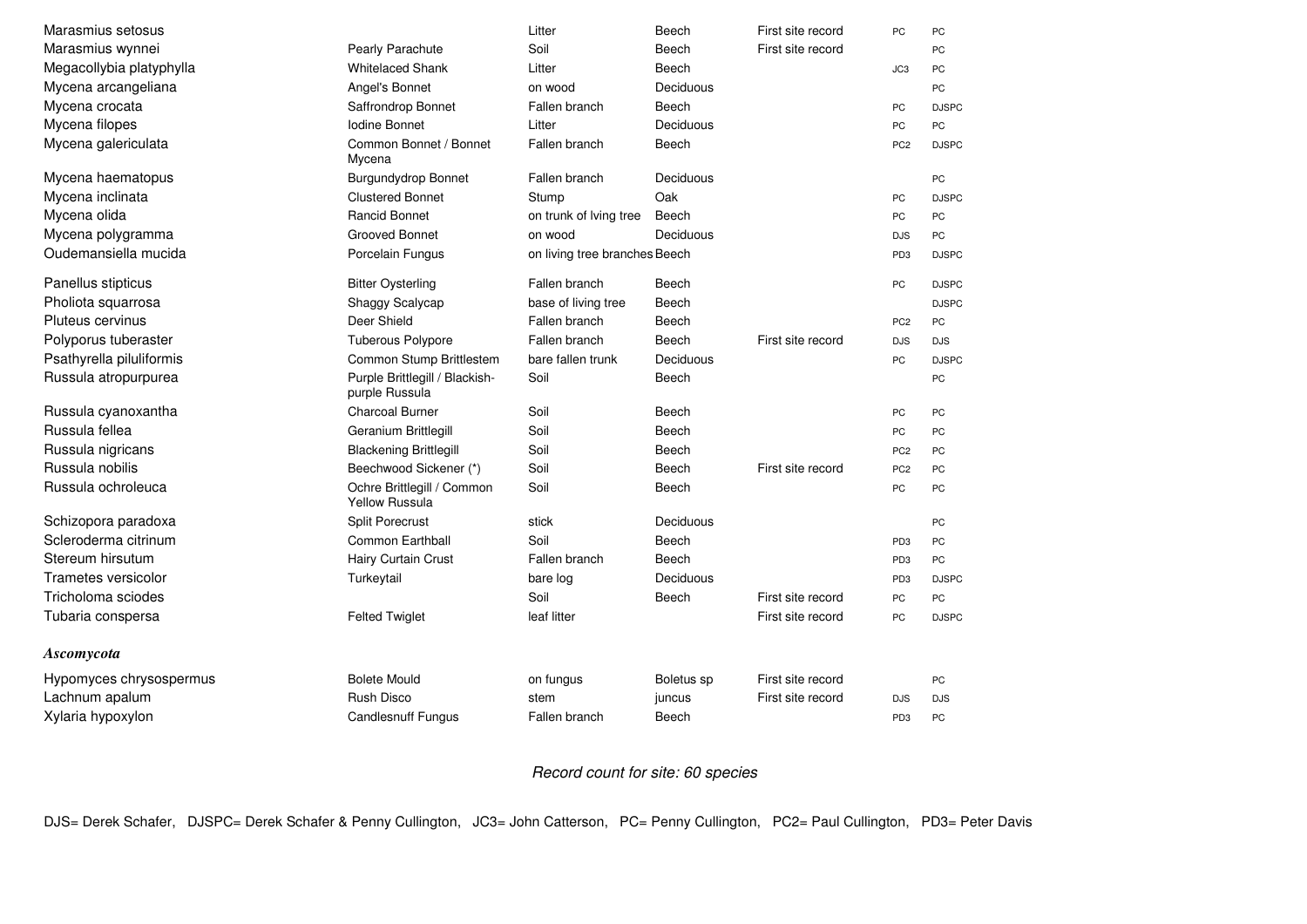| | | | | | | |
|---|---|---|---|---|---|---|
| Marasmius setosus | | Litter | Beech | First site record | PC | PC |
| Marasmius wynnei | Pearly Parachute | Soil | Beech | First site record | | PC |
| Megacollybia platyphylla | Whitelaced Shank | Litter | Beech | | JC3 | PC |
| Mycena arcangeliana | Angel's Bonnet | on wood | Deciduous | | | PC |
| Mycena crocata | Saffrondrop Bonnet | Fallen branch | Beech | | PC | DJSPC |
| Mycena filopes | Iodine Bonnet | Litter | Deciduous | | PC | PC |
| Mycena galericulata | Common Bonnet / Bonnet Mycena | Fallen branch | Beech | | PC2 | DJSPC |
| Mycena haematopus | Burgundydrop Bonnet | Fallen branch | Deciduous | | | PC |
| Mycena inclinata | Clustered Bonnet | Stump | Oak | | PC | DJSPC |
| Mycena olida | Rancid Bonnet | on trunk of lving tree | Beech | | PC | PC |
| Mycena polygramma | Grooved Bonnet | on wood | Deciduous | | DJS | PC |
| Oudemansiella mucida | Porcelain Fungus | on living tree branches | Beech | | PD3 | DJSPC |
| Panellus stipticus | Bitter Oysterling | Fallen branch | Beech | | PC | DJSPC |
| Pholiota squarrosa | Shaggy Scalycap | base of living tree | Beech | | | DJSPC |
| Pluteus cervinus | Deer Shield | Fallen branch | Beech | | PC2 | PC |
| Polyporus tuberaster | Tuberous Polypore | Fallen branch | Beech | First site record | DJS | DJS |
| Psathyrella piluliformis | Common Stump Brittlestem | bare fallen trunk | Deciduous | | PC | DJSPC |
| Russula atropurpurea | Purple Brittlegill / Blackish-purple Russula | Soil | Beech | | | PC |
| Russula cyanoxantha | Charcoal Burner | Soil | Beech | | PC | PC |
| Russula fellea | Geranium Brittlegill | Soil | Beech | | PC | PC |
| Russula nigricans | Blackening Brittlegill | Soil | Beech | | PC2 | PC |
| Russula nobilis | Beechwood Sickener (*) | Soil | Beech | First site record | PC2 | PC |
| Russula ochroleuca | Ochre Brittlegill / Common Yellow Russula | Soil | Beech | | PC | PC |
| Schizopora paradoxa | Split Porecrust | stick | Deciduous | | | PC |
| Scleroderma citrinum | Common Earthball | Soil | Beech | | PD3 | PC |
| Stereum hirsutum | Hairy Curtain Crust | Fallen branch | Beech | | PD3 | PC |
| Trametes versicolor | Turkeytail | bare log | Deciduous | | PD3 | DJSPC |
| Tricholoma sciodes | | Soil | Beech | First site record | PC | PC |
| Tubaria conspersa | Felted Twiglet | leaf litter | | First site record | PC | DJSPC |
| ***Ascomycota*** | | | | | | |
| Hypomyces chrysospermus | Bolete Mould | on fungus | Boletus sp | First site record | | PC |
| Lachnum apalum | Rush Disco | stem | juncus | First site record | DJS | DJS |
| Xylaria hypoxylon | Candlesnuff Fungus | Fallen branch | Beech | | PD3 | PC |

*Record count for site: 60 species*

DJS= Derek Schafer, DJSPC= Derek Schafer & Penny Cullington, JC3= John Catterson, PC= Penny Cullington, PC2= Paul Cullington, PD3= Peter Davis